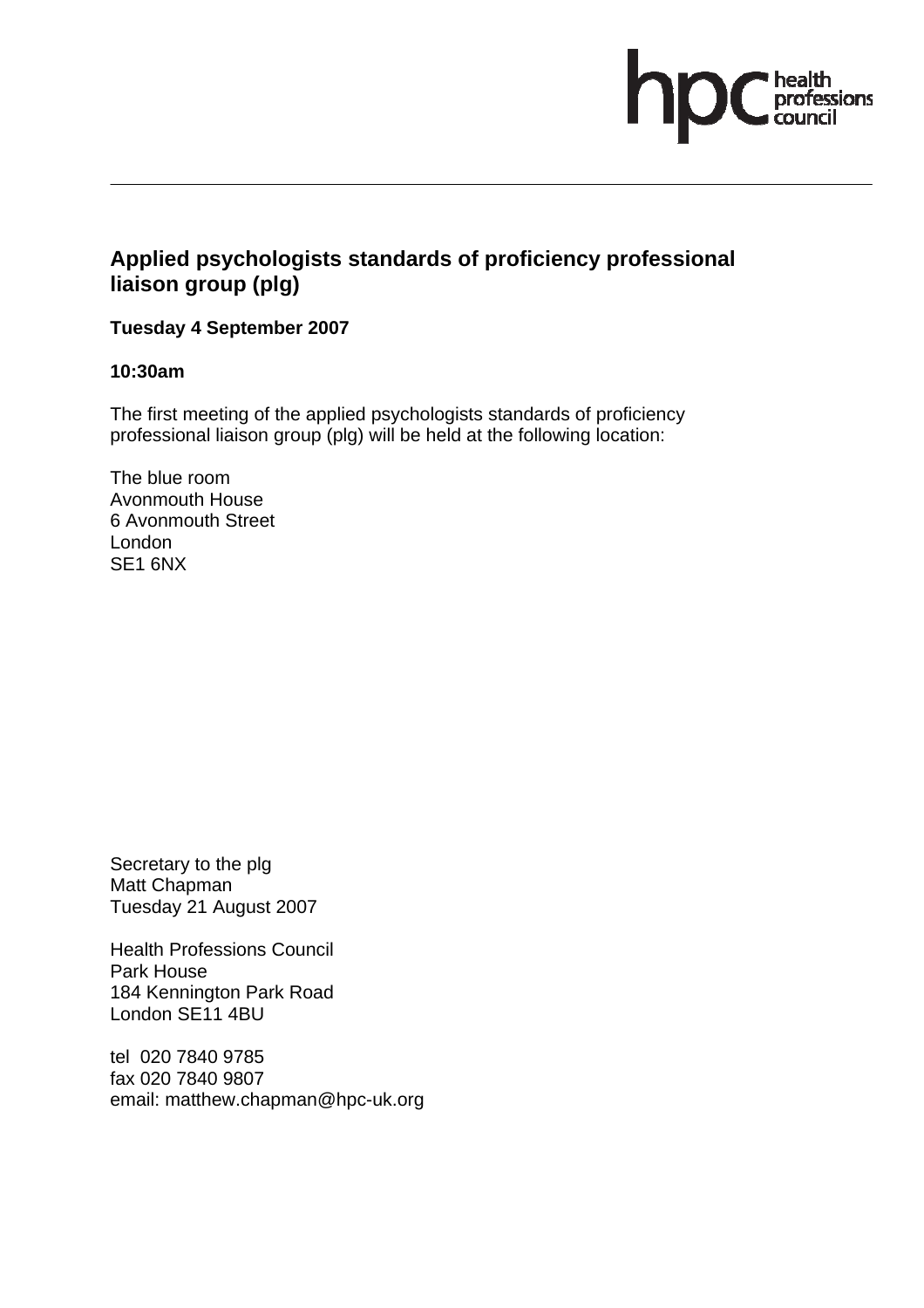hpc health professions council

# Applied psychologists standards of proficiency professional liaison group (plg)

**Tuesday 4 September 2007**

**10:30am**

The first meeting of the applied psychologists standards of proficiency professional liaison group (plg) will be held at the following location:

The blue room
Avonmouth House
6 Avonmouth Street
London
SE1 6NX

Secretary to the plg
Matt Chapman
Tuesday 21 August 2007

Health Professions Council
Park House
184 Kennington Park Road
London SE11 4BU

tel 020 7840 9785
fax 020 7840 9807
email: matthew.chapman@hpc-uk.org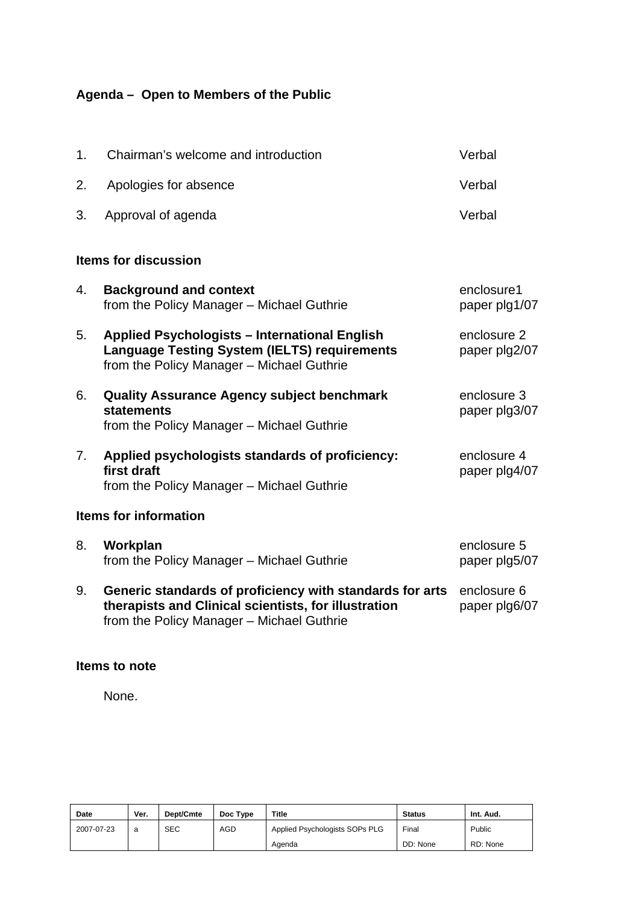**Agenda – Open to Members of the Public**

1. Chairman's welcome and introduction — Verbal

2. Apologies for absence — Verbal

3. Approval of agenda — Verbal

**Items for discussion**

4. **Background and context**
   from the Policy Manager – Michael Guthrie — enclosure1 paper plg1/07

5. **Applied Psychologists – International English Language Testing System (IELTS) requirements**
   from the Policy Manager – Michael Guthrie — enclosure 2 paper plg2/07

6. **Quality Assurance Agency subject benchmark statements**
   from the Policy Manager – Michael Guthrie — enclosure 3 paper plg3/07

7. **Applied psychologists standards of proficiency: first draft**
   from the Policy Manager – Michael Guthrie — enclosure 4 paper plg4/07

**Items for information**

8. **Workplan**
   from the Policy Manager – Michael Guthrie — enclosure 5 paper plg5/07

9. **Generic standards of proficiency with standards for arts therapists and Clinical scientists, for illustration**
   from the Policy Manager – Michael Guthrie — enclosure 6 paper plg6/07

**Items to note**

None.

| Date | Ver. | Dept/Cmte | Doc Type | Title | Status | Int. Aud. |
|---|---|---|---|---|---|---|
| 2007-07-23 | a | SEC | AGD | Applied Psychologists SOPs PLG Agenda | Final DD: None | Public RD: None |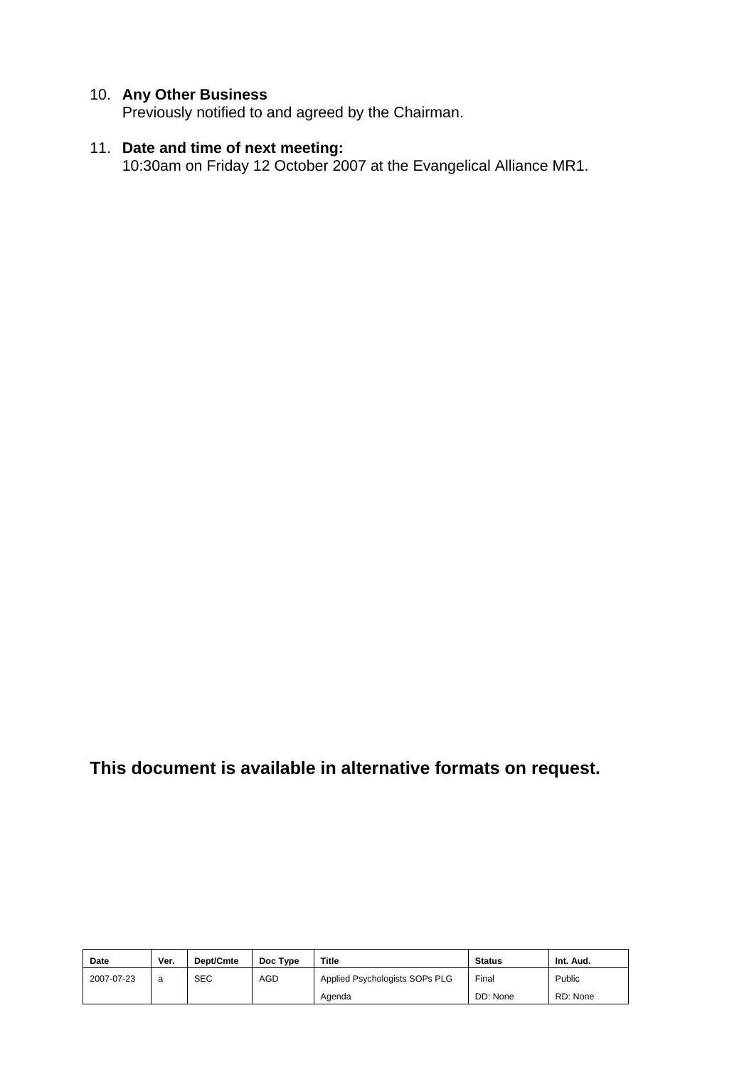10. **Any Other Business**
    Previously notified to and agreed by the Chairman.

11. **Date and time of next meeting:**
    10:30am on Friday 12 October 2007 at the Evangelical Alliance MR1.

**This document is available in alternative formats on request.**

| Date | Ver. | Dept/Cmte | Doc Type | Title | Status | Int. Aud. |
|---|---|---|---|---|---|---|
| 2007-07-23 | a | SEC | AGD | Applied Psychologists SOPs PLG Agenda | Final DD: None | Public RD: None |